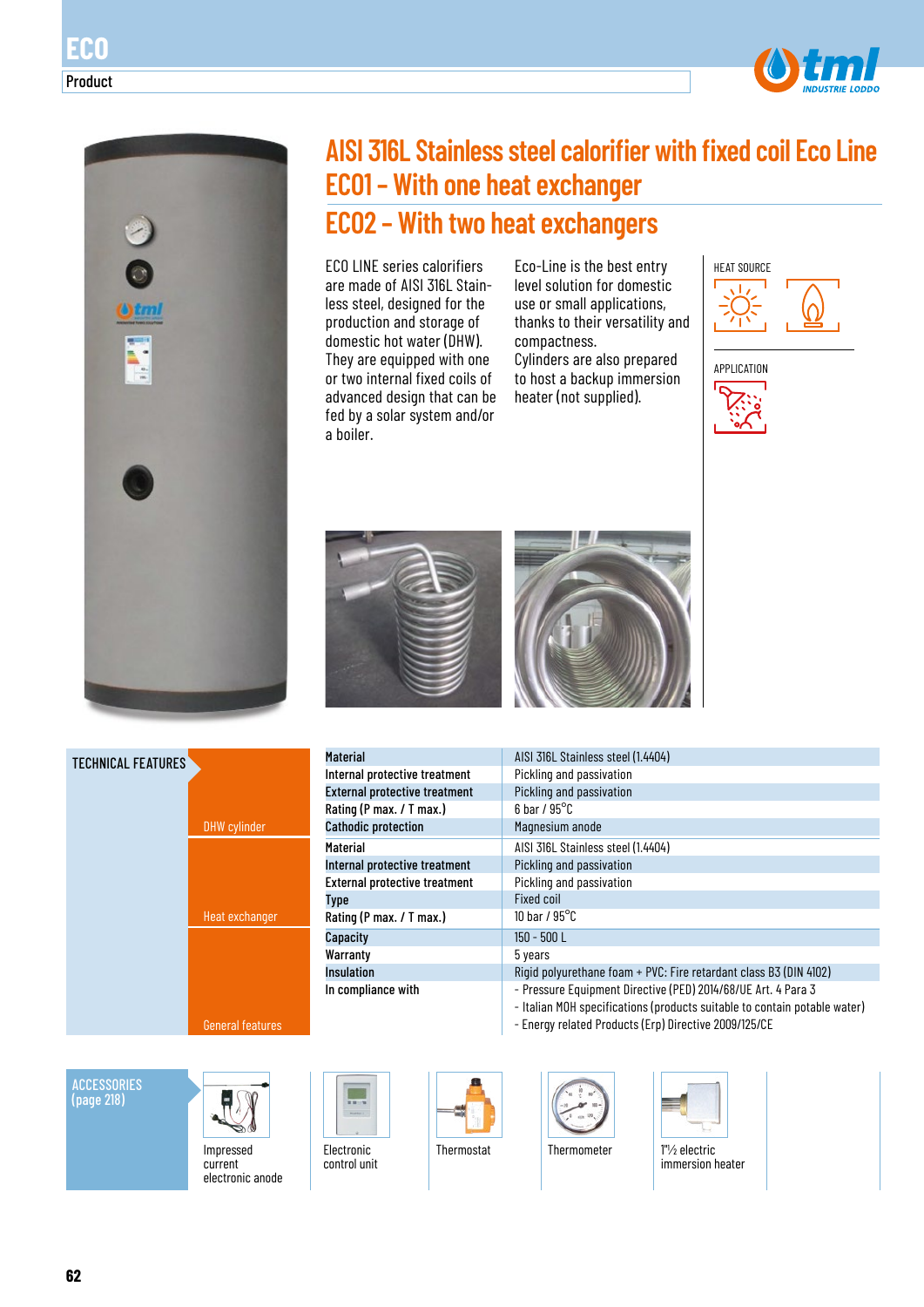# ECO

Product

## AISI 316L Stainless steel calorifier with fixed coil Eco Line

## ECO1 – With one heat exchanger

## ECO2 – With two heat exchangers

ECO LINE series calorifiers are made of AISI 316L Stainless steel, designed for the production and storage of domestic hot water (DHW). They are equipped with one or two internal fixed coils of advanced design that can be fed by a solar system and/or a boiler.

Eco-Line is the best entry level solution for domestic use or small applications, thanks to their versatility and compactness.
Cylinders are also prepared to host a backup immersion heater (not supplied).

HEAT SOURCE

APPLICATION

### TECHNICAL FEATURES

| | | |
|---|---|---|
| DHW cylinder | **Material** | AISI 316L Stainless steel (1.4404) |
| | **Internal protective treatment** | Pickling and passivation |
| | **External protective treatment** | Pickling and passivation |
| | **Rating (P max. / T max.)** | 6 bar / 95°C |
| | **Cathodic protection** | Magnesium anode |
| Heat exchanger | **Material** | AISI 316L Stainless steel (1.4404) |
| | **Internal protective treatment** | Pickling and passivation |
| | **External protective treatment** | Pickling and passivation |
| | **Type** | Fixed coil |
| | **Rating (P max. / T max.)** | 10 bar / 95°C |
| General features | **Capacity** | 150 - 500 L |
| | **Warranty** | 5 years |
| | **Insulation** | Rigid polyurethane foam + PVC: Fire retardant class B3 (DIN 4102) |
| | **In compliance with** | - Pressure Equipment Directive (PED) 2014/68/UE Art. 4 Para 3<br>- Italian MOH specifications (products suitable to contain potable water)<br>- Energy related Products (Erp) Directive 2009/125/CE |

### ACCESSORIES (page 218)

- Impressed current electronic anode
- Electronic control unit
- Thermostat
- Thermometer
- 1"½ electric immersion heater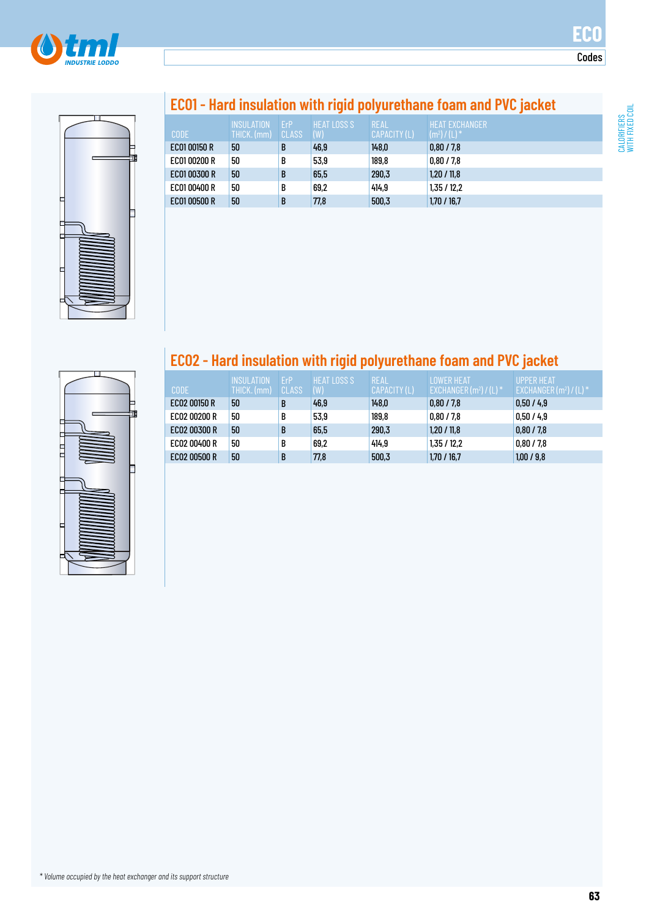## ECO1 - Hard insulation with rigid polyurethane foam and PVC jacket

| CODE | INSULATION THICK. (mm) | ErP CLASS | HEAT LOSS S (W) | REAL CAPACITY (L) | HEAT EXCHANGER ($m^2$) / (L) * |
|---|---|---|---|---|---|
| ECO1 00150 R | 50 | B | 46,9 | 148,0 | 0,80 / 7,8 |
| ECO1 00200 R | 50 | B | 53,9 | 189,8 | 0,80 / 7,8 |
| ECO1 00300 R | 50 | B | 65,5 | 290,3 | 1,20 / 11,8 |
| ECO1 00400 R | 50 | B | 69,2 | 414,9 | 1,35 / 12,2 |
| ECO1 00500 R | 50 | B | 77,8 | 500,3 | 1,70 / 16,7 |

## ECO2 - Hard insulation with rigid polyurethane foam and PVC jacket

| CODE | INSULATION THICK. (mm) | ErP CLASS | HEAT LOSS S (W) | REAL CAPACITY (L) | LOWER HEAT EXCHANGER ($m^2$) / (L) * | UPPER HEAT EXCHANGER ($m^2$) / (L) * |
|---|---|---|---|---|---|---|
| ECO2 00150 R | 50 | B | 46,9 | 148,0 | 0,80 / 7,8 | 0,50 / 4,9 |
| ECO2 00200 R | 50 | B | 53,9 | 189,8 | 0,80 / 7,8 | 0,50 / 4,9 |
| ECO2 00300 R | 50 | B | 65,5 | 290,3 | 1,20 / 11,8 | 0,80 / 7,8 |
| ECO2 00400 R | 50 | B | 69,2 | 414,9 | 1,35 / 12,2 | 0,80 / 7,8 |
| ECO2 00500 R | 50 | B | 77,8 | 500,3 | 1,70 / 16,7 | 1,00 / 9,8 |

*\* Volume occupied by the heat exchanger and its support structure*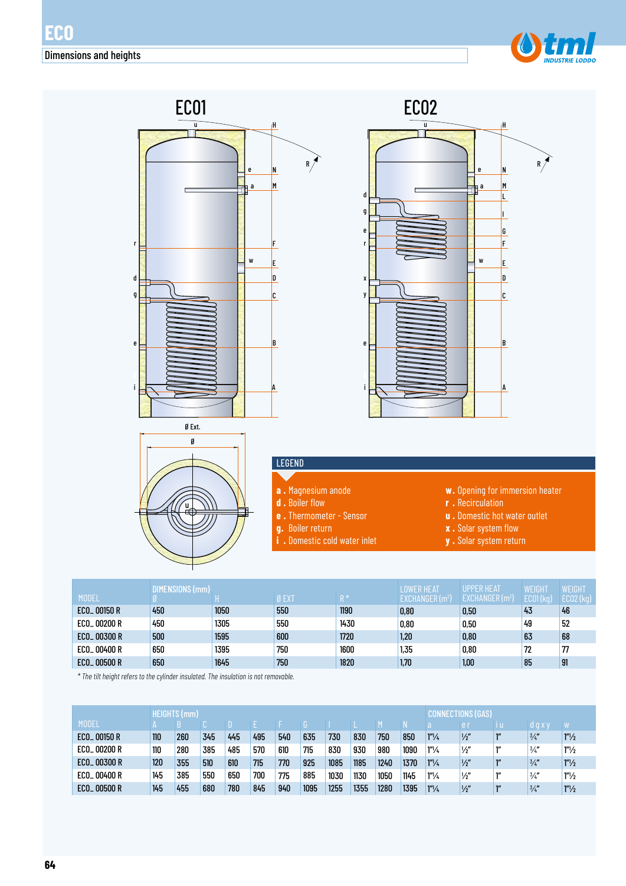# ECO

## Dimensions and heights

ECO1

ECO2

## LEGEND

**a .** Magnesium anode
**d .** Boiler flow
**e .** Thermometer - Sensor
**g.** Boiler return
**i .** Domestic cold water inlet
**w.** Opening for immersion heater
**r .** Recirculation
**u .** Domestic hot water outlet
**x .** Solar system flow
**y .** Solar system return

| MODEL | DIMENSIONS (mm) Ø | H | Ø EXT | R * | LOWER HEAT EXCHANGER (m²) | UPPER HEAT EXCHANGER (m²) | WEIGHT ECO1 (kg) | WEIGHT ECO2 (kg) |
|---|---|---|---|---|---|---|---|---|
| ECO_ 00150 R | 450 | 1050 | 550 | 1190 | 0,80 | 0,50 | 43 | 46 |
| ECO_ 00200 R | 450 | 1305 | 550 | 1430 | 0,80 | 0,50 | 49 | 52 |
| ECO_ 00300 R | 500 | 1595 | 600 | 1720 | 1,20 | 0,80 | 63 | 68 |
| ECO_ 00400 R | 650 | 1395 | 750 | 1600 | 1,35 | 0,80 | 72 | 77 |
| ECO_ 00500 R | 650 | 1645 | 750 | 1820 | 1,70 | 1,00 | 85 | 91 |

*\* The tilt height refers to the cylinder insulated. The insulation is not removable.*

| MODEL | HEIGHTS (mm) A | B | C | D | E | F | G | I | L | M | N | CONNECTIONS (GAS) a | e r | i u | d g x y | w |
|---|---|---|---|---|---|---|---|---|---|---|---|---|---|---|---|---|
| ECO_ 00150 R | 110 | 260 | 345 | 445 | 495 | 540 | 635 | 730 | 830 | 750 | 850 | 1"¼ | ½" | 1" | ¾" | 1"½ |
| ECO_ 00200 R | 110 | 280 | 385 | 485 | 570 | 610 | 715 | 830 | 930 | 980 | 1090 | 1"¼ | ½" | 1" | ¾" | 1"½ |
| ECO_ 00300 R | 120 | 355 | 510 | 610 | 715 | 770 | 925 | 1085 | 1185 | 1240 | 1370 | 1"¼ | ½" | 1" | ¾" | 1"½ |
| ECO_ 00400 R | 145 | 385 | 550 | 650 | 700 | 775 | 885 | 1030 | 1130 | 1050 | 1145 | 1"¼ | ½" | 1" | ¾" | 1"½ |
| ECO_ 00500 R | 145 | 455 | 680 | 780 | 845 | 940 | 1095 | 1255 | 1355 | 1280 | 1395 | 1"¼ | ½" | 1" | ¾" | 1"½ |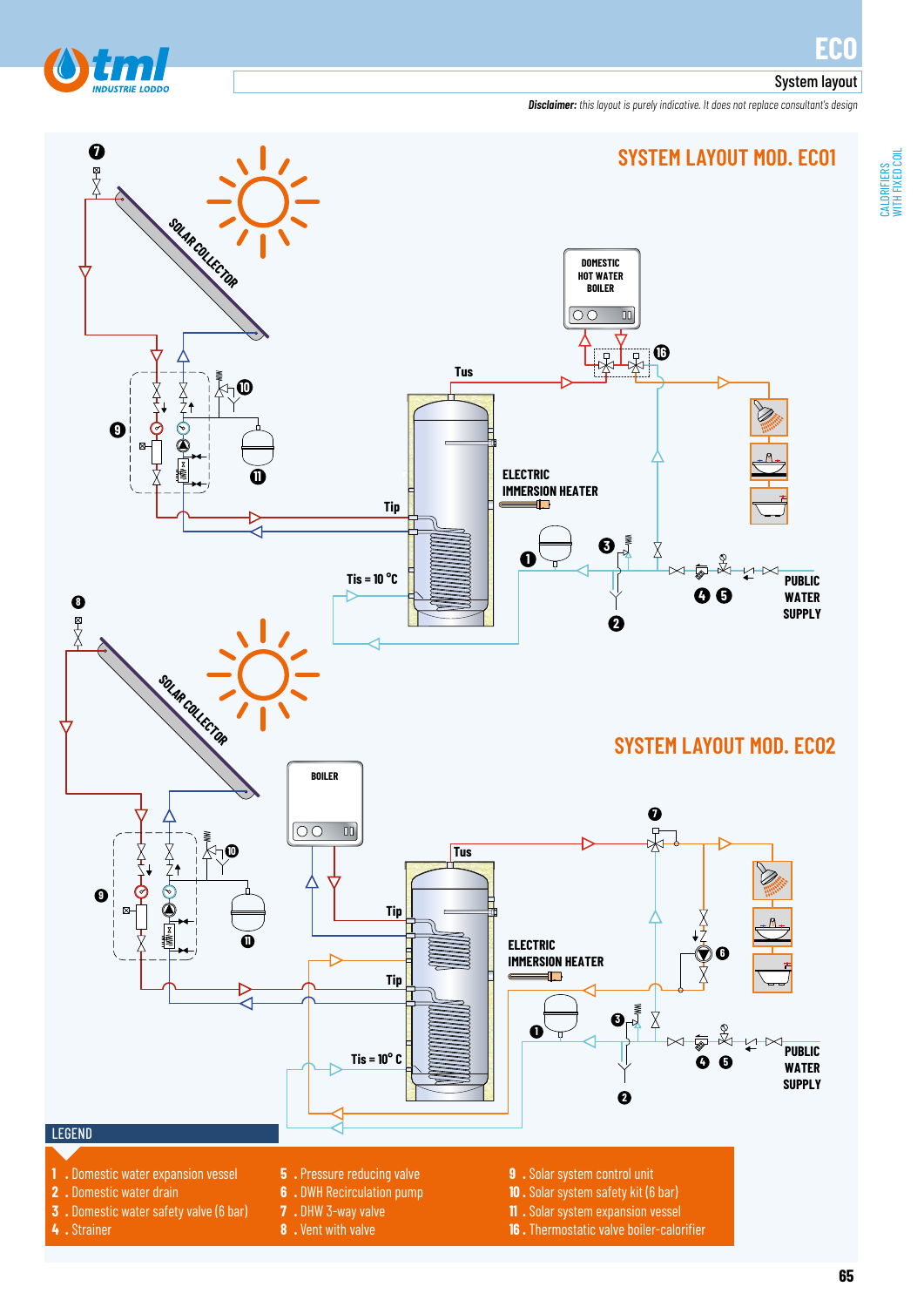# ECO

System layout

***Disclaimer:*** *this layout is purely indicative. It does not replace consultant's design*

## SYSTEM LAYOUT MOD. ECO1

SOLAR COLLECTOR

DOMESTIC HOT WATER BOILER

Tus

ELECTRIC IMMERSION HEATER

Tip

Tis = 10 °C

PUBLIC WATER SUPPLY

## SYSTEM LAYOUT MOD. ECO2

SOLAR COLLECTOR

BOILER

Tus

Tip

Tip

ELECTRIC IMMERSION HEATER

Tis = 10° C

PUBLIC WATER SUPPLY

### LEGEND

1. Domestic water expansion vessel
2. Domestic water drain
3. Domestic water safety valve (6 bar)
4. Strainer
5. Pressure reducing valve
6. DWH Recirculation pump
7. DHW 3-way valve
8. Vent with valve
9. Solar system control unit
10. Solar system safety kit (6 bar)
11. Solar system expansion vessel
16. Thermostatic valve boiler-calorifier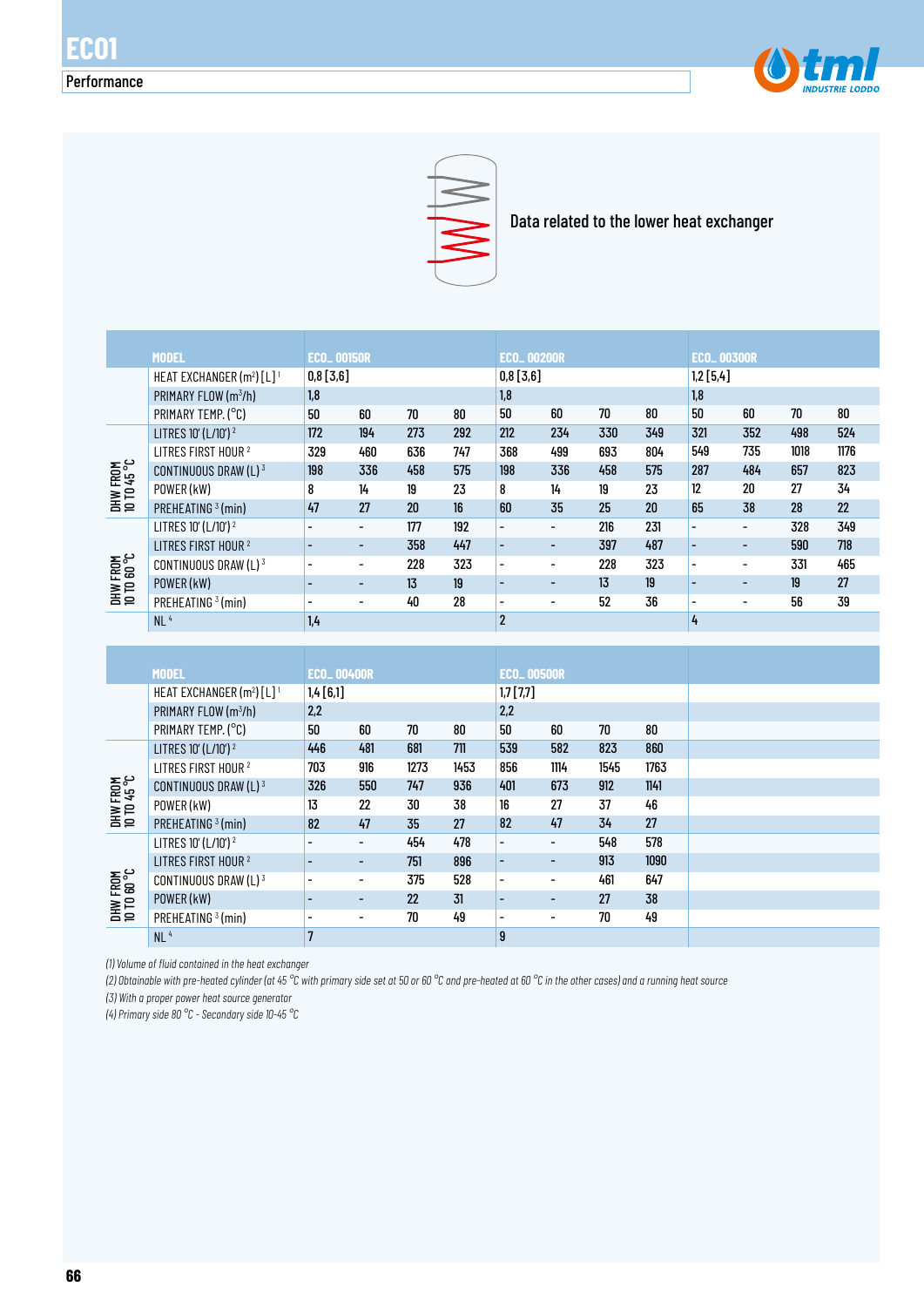# ECO1

## Performance

Data related to the lower heat exchanger

| | MODEL | ECO_ 00150R | | | | ECO_ 00200R | | | | ECO_ 00300R | | | |
|---|---|---|---|---|---|---|---|---|---|---|---|---|---|
| | HEAT EXCHANGER ($m^2$) [L] [1] | 0,8 [3,6] | | | | 0,8 [3,6] | | | | 1,2 [5,4] | | | |
| | PRIMARY FLOW ($m^3$/h) | 1,8 | | | | 1,8 | | | | 1,8 | | | |
| | PRIMARY TEMP. (°C) | 50 | 60 | 70 | 80 | 50 | 60 | 70 | 80 | 50 | 60 | 70 | 80 |
| DHW FROM 10 TO 45 °C | LITRES 10' (L/10') [2] | 172 | 194 | 273 | 292 | 212 | 234 | 330 | 349 | 321 | 352 | 498 | 524 |
| | LITRES FIRST HOUR [2] | 329 | 460 | 636 | 747 | 368 | 499 | 693 | 804 | 549 | 735 | 1018 | 1176 |
| | CONTINUOUS DRAW (L) [3] | 198 | 336 | 458 | 575 | 198 | 336 | 458 | 575 | 287 | 484 | 657 | 823 |
| | POWER (kW) | 8 | 14 | 19 | 23 | 8 | 14 | 19 | 23 | 12 | 20 | 27 | 34 |
| | PREHEATING [3] (min) | 47 | 27 | 20 | 16 | 60 | 35 | 25 | 20 | 65 | 38 | 28 | 22 |
| DHW FROM 10 TO 60 °C | LITRES 10' (L/10') [2] | - | - | 177 | 192 | - | - | 216 | 231 | - | - | 328 | 349 |
| | LITRES FIRST HOUR [2] | - | - | 358 | 447 | - | - | 397 | 487 | - | - | 590 | 718 |
| | CONTINUOUS DRAW (L) [3] | - | - | 228 | 323 | - | - | 228 | 323 | - | - | 331 | 465 |
| | POWER (kW) | - | - | 13 | 19 | - | - | 13 | 19 | - | - | 19 | 27 |
| | PREHEATING [3] (min) | - | - | 40 | 28 | - | - | 52 | 36 | - | - | 56 | 39 |
| | NL [4] | 1,4 | | | | 2 | | | | 4 | | | |

| | MODEL | ECO_ 00400R | | | | ECO_ 00500R | | | |
|---|---|---|---|---|---|---|---|---|---|
| | HEAT EXCHANGER ($m^2$) [L] [1] | 1,4 [6,1] | | | | 1,7 [7,7] | | | |
| | PRIMARY FLOW ($m^3$/h) | 2,2 | | | | 2,2 | | | |
| | PRIMARY TEMP. (°C) | 50 | 60 | 70 | 80 | 50 | 60 | 70 | 80 |
| DHW FROM 10 TO 45 °C | LITRES 10' (L/10') [2] | 446 | 481 | 681 | 711 | 539 | 582 | 823 | 860 |
| | LITRES FIRST HOUR [2] | 703 | 916 | 1273 | 1453 | 856 | 1114 | 1545 | 1763 |
| | CONTINUOUS DRAW (L) [3] | 326 | 550 | 747 | 936 | 401 | 673 | 912 | 1141 |
| | POWER (kW) | 13 | 22 | 30 | 38 | 16 | 27 | 37 | 46 |
| | PREHEATING [3] (min) | 82 | 47 | 35 | 27 | 82 | 47 | 34 | 27 |
| DHW FROM 10 TO 60 °C | LITRES 10' (L/10') [2] | - | - | 454 | 478 | - | - | 548 | 578 |
| | LITRES FIRST HOUR [2] | - | - | 751 | 896 | - | - | 913 | 1090 |
| | CONTINUOUS DRAW (L) [3] | - | - | 375 | 528 | - | - | 461 | 647 |
| | POWER (kW) | - | - | 22 | 31 | - | - | 27 | 38 |
| | PREHEATING [3] (min) | - | - | 70 | 49 | - | - | 70 | 49 |
| | NL [4] | 7 | | | | 9 | | | |

*(1) Volume of fluid contained in the heat exchanger*

*(2) Obtainable with pre-heated cylinder (at 45 °C with primary side set at 50 or 60 °C and pre-heated at 60 °C in the other cases) and a running heat source*

*(3) With a proper power heat source generator*

*(4) Primary side 80 °C - Secondary side 10-45 °C*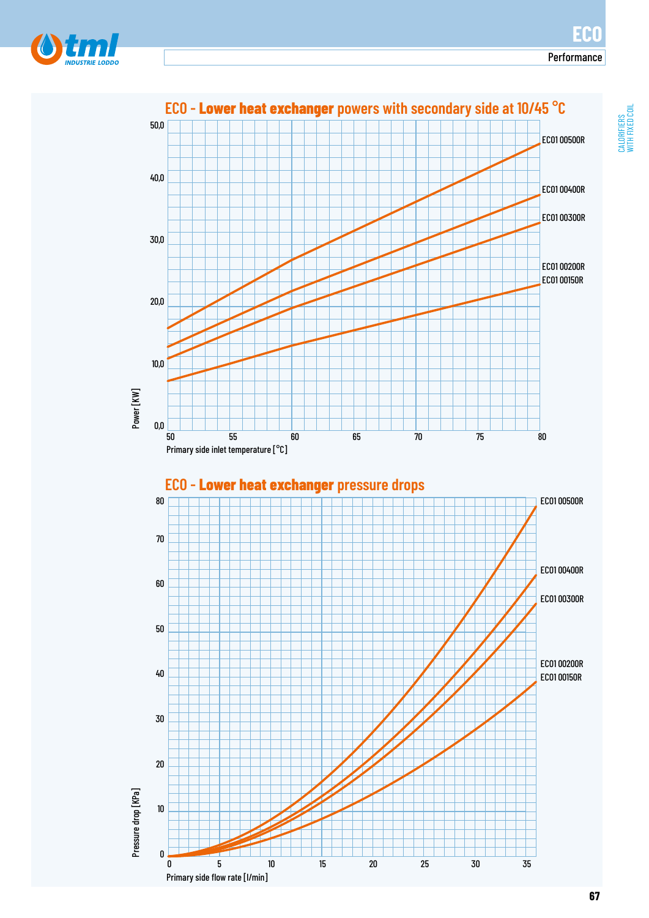## ECO - **Lower heat exchanger** powers with secondary side at 10/45 °C

Power [KW]: 0,0 – 10,0 – 20,0 – 30,0 – 40,0 – 50,0

Primary side inlet temperature [°C]: 50 – 55 – 60 – 65 – 70 – 75 – 80

ECO1 00500R
ECO1 00400R
ECO1 00300R
ECO1 00200R
ECO1 00150R

## ECO - **Lower heat exchanger** pressure drops

Pressure drop [KPa]: 0 – 10 – 20 – 30 – 40 – 50 – 60 – 70 – 80

Primary side flow rate [l/min]: 0 – 5 – 10 – 15 – 20 – 25 – 30 – 35

ECO1 00500R
ECO1 00400R
ECO1 00300R
ECO1 00200R
ECO1 00150R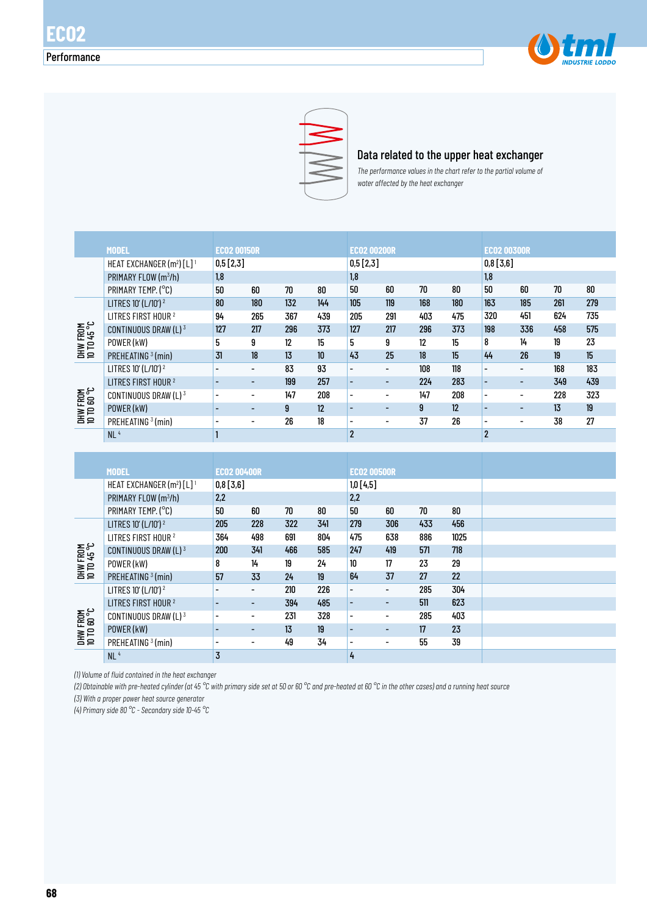# ECO2

## Performance

### Data related to the upper heat exchanger

*The performance values in the chart refer to the partial volume of water affected by the heat exchanger*

| | MODEL | ECO2 00150R | | | | ECO2 00200R | | | | ECO2 00300R | | | |
|---|---|---|---|---|---|---|---|---|---|---|---|---|---|
| | HEAT EXCHANGER ($m^2$) [L] [1] | 0,5 [2,3] | | | | 0,5 [2,3] | | | | 0,8 [3,6] | | | |
| | PRIMARY FLOW ($m^3$/h) | 1,8 | | | | 1,8 | | | | 1,8 | | | |
| | PRIMARY TEMP. (°C) | 50 | 60 | 70 | 80 | 50 | 60 | 70 | 80 | 50 | 60 | 70 | 80 |
| DHW FROM 10 TO 45 °C | LITRES 10' (L/10') [2] | 80 | 180 | 132 | 144 | 105 | 119 | 168 | 180 | 163 | 185 | 261 | 279 |
| | LITRES FIRST HOUR [2] | 94 | 265 | 367 | 439 | 205 | 291 | 403 | 475 | 320 | 451 | 624 | 735 |
| | CONTINUOUS DRAW (L) [3] | 127 | 217 | 296 | 373 | 127 | 217 | 296 | 373 | 198 | 336 | 458 | 575 |
| | POWER (kW) | 5 | 9 | 12 | 15 | 5 | 9 | 12 | 15 | 8 | 14 | 19 | 23 |
| | PREHEATING [3] (min) | 31 | 18 | 13 | 10 | 43 | 25 | 18 | 15 | 44 | 26 | 19 | 15 |
| DHW FROM 10 TO 60 °C | LITRES 10' (L/10') [2] | - | - | 83 | 93 | - | - | 108 | 118 | - | - | 168 | 183 |
| | LITRES FIRST HOUR [2] | - | - | 199 | 257 | - | - | 224 | 283 | - | - | 349 | 439 |
| | CONTINUOUS DRAW (L) [3] | - | - | 147 | 208 | - | - | 147 | 208 | - | - | 228 | 323 |
| | POWER (kW) | - | - | 9 | 12 | - | - | 9 | 12 | - | - | 13 | 19 |
| | PREHEATING [3] (min) | - | - | 26 | 18 | - | - | 37 | 26 | - | - | 38 | 27 |
| | NL [4] | 1 | | | | 2 | | | | 2 | | | |

| | MODEL | ECO2 00400R | | | | ECO2 00500R | | | |
|---|---|---|---|---|---|---|---|---|---|
| | HEAT EXCHANGER ($m^2$) [L] [1] | 0,8 [3,6] | | | | 1,0 [4,5] | | | |
| | PRIMARY FLOW ($m^3$/h) | 2,2 | | | | 2,2 | | | |
| | PRIMARY TEMP. (°C) | 50 | 60 | 70 | 80 | 50 | 60 | 70 | 80 |
| DHW FROM 10 TO 45 °C | LITRES 10' (L/10') [2] | 205 | 228 | 322 | 341 | 279 | 306 | 433 | 456 |
| | LITRES FIRST HOUR [2] | 364 | 498 | 691 | 804 | 475 | 638 | 886 | 1025 |
| | CONTINUOUS DRAW (L) [3] | 200 | 341 | 466 | 585 | 247 | 419 | 571 | 718 |
| | POWER (kW) | 8 | 14 | 19 | 24 | 10 | 17 | 23 | 29 |
| | PREHEATING [3] (min) | 57 | 33 | 24 | 19 | 64 | 37 | 27 | 22 |
| DHW FROM 10 TO 60 °C | LITRES 10' (L/10') [2] | - | - | 210 | 226 | - | - | 285 | 304 |
| | LITRES FIRST HOUR [2] | - | - | 394 | 485 | - | - | 511 | 623 |
| | CONTINUOUS DRAW (L) [3] | - | - | 231 | 328 | - | - | 285 | 403 |
| | POWER (kW) | - | - | 13 | 19 | - | - | 17 | 23 |
| | PREHEATING [3] (min) | - | - | 49 | 34 | - | - | 55 | 39 |
| | NL [4] | 3 | | | | 4 | | | |

*(1) Volume of fluid contained in the heat exchanger*

*(2) Obtainable with pre-heated cylinder (at 45 °C with primary side set at 50 or 60 °C and pre-heated at 60 °C in the other cases) and a running heat source*

*(3) With a proper power heat source generator*

*(4) Primary side 80 °C - Secondary side 10-45 °C*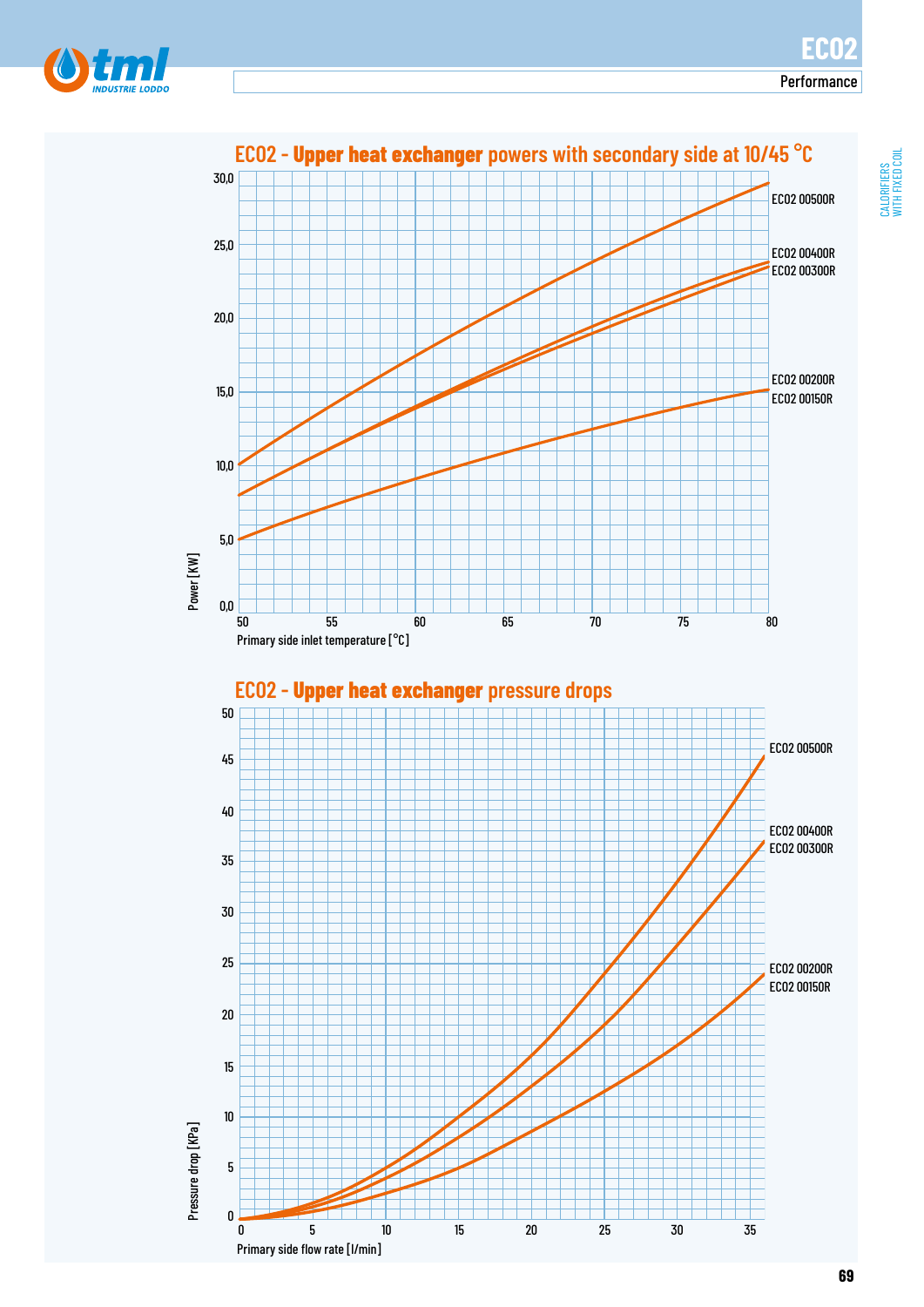# ECO2

Performance

CALORIFIERS WITH FIXED COIL

## ECO2 - **Upper heat exchanger** powers with secondary side at 10/45 °C

Power [KW]

30,0
25,0
20,0
15,0
10,0
5,0
0,0

50 55 60 65 70 75 80

Primary side inlet temperature [°C]

ECO2 00500R
ECO2 00400R
ECO2 00300R
ECO2 00200R
ECO2 00150R

## ECO2 - **Upper heat exchanger** pressure drops

Pressure drop [KPa]

50
45
40
35
30
25
20
15
10
5
0

0 5 10 15 20 25 30 35

Primary side flow rate [l/min]

ECO2 00500R
ECO2 00400R
ECO2 00300R
ECO2 00200R
ECO2 00150R